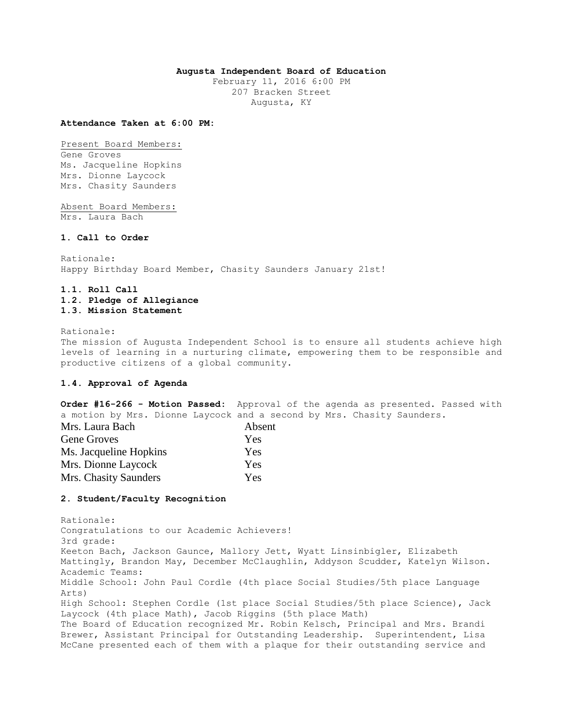**Augusta Independent Board of Education**
February 11, 2016 6:00 PM
207 Bracken Street
Augusta, KY

**Attendance Taken at 6:00 PM:**

Present Board Members:
Gene Groves
Ms. Jacqueline Hopkins
Mrs. Dionne Laycock
Mrs. Chasity Saunders

Absent Board Members:
Mrs. Laura Bach

**1. Call to Order**

Rationale:
Happy Birthday Board Member, Chasity Saunders January 21st!

**1.1. Roll Call**
**1.2. Pledge of Allegiance**
**1.3. Mission Statement**

Rationale:
The mission of Augusta Independent School is to ensure all students achieve high levels of learning in a nurturing climate, empowering them to be responsible and productive citizens of a global community.

**1.4. Approval of Agenda**

**Order #16-266 - Motion Passed:** Approval of the agenda as presented. Passed with a motion by Mrs. Dionne Laycock and a second by Mrs. Chasity Saunders.

| | |
|---|---|
| Mrs. Laura Bach | Absent |
| Gene Groves | Yes |
| Ms. Jacqueline Hopkins | Yes |
| Mrs. Dionne Laycock | Yes |
| Mrs. Chasity Saunders | Yes |

**2. Student/Faculty Recognition**

Rationale:
Congratulations to our Academic Achievers!
3rd grade:
Keeton Bach, Jackson Gaunce, Mallory Jett, Wyatt Linsinbigler, Elizabeth Mattingly, Brandon May, December McClaughlin, Addyson Scudder, Katelyn Wilson.
Academic Teams:
Middle School: John Paul Cordle (4th place Social Studies/5th place Language Arts)
High School: Stephen Cordle (1st place Social Studies/5th place Science), Jack Laycock (4th place Math), Jacob Riggins (5th place Math)
The Board of Education recognized Mr. Robin Kelsch, Principal and Mrs. Brandi Brewer, Assistant Principal for Outstanding Leadership. Superintendent, Lisa McCane presented each of them with a plaque for their outstanding service and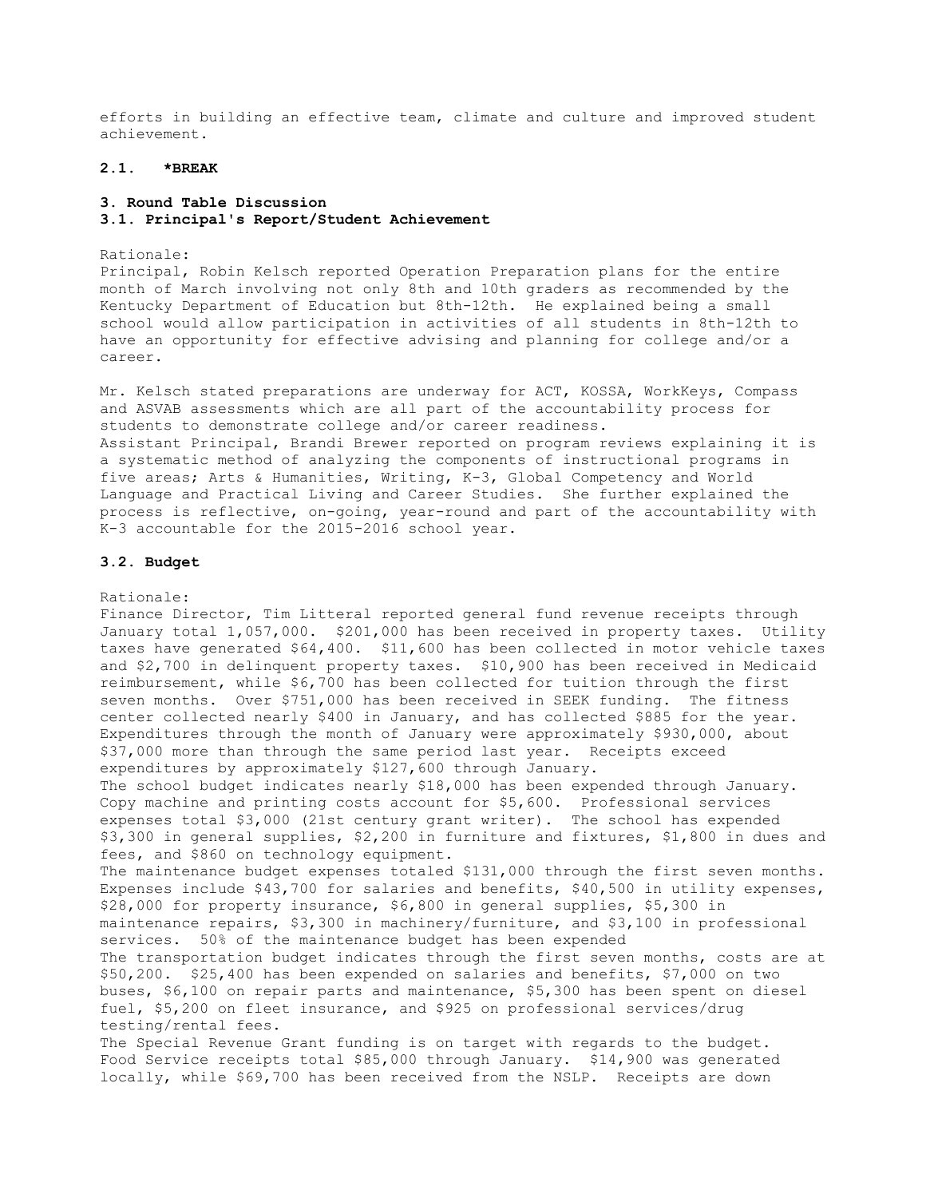efforts in building an effective team, climate and culture and improved student achievement.

**2.1. *BREAK**

**3. Round Table Discussion**
**3.1. Principal's Report/Student Achievement**

Rationale:
Principal, Robin Kelsch reported Operation Preparation plans for the entire month of March involving not only 8th and 10th graders as recommended by the Kentucky Department of Education but 8th-12th. He explained being a small school would allow participation in activities of all students in 8th-12th to have an opportunity for effective advising and planning for college and/or a career.

Mr. Kelsch stated preparations are underway for ACT, KOSSA, WorkKeys, Compass and ASVAB assessments which are all part of the accountability process for students to demonstrate college and/or career readiness.
Assistant Principal, Brandi Brewer reported on program reviews explaining it is a systematic method of analyzing the components of instructional programs in five areas; Arts & Humanities, Writing, K-3, Global Competency and World Language and Practical Living and Career Studies. She further explained the process is reflective, on-going, year-round and part of the accountability with K-3 accountable for the 2015-2016 school year.

**3.2. Budget**

Rationale:
Finance Director, Tim Litteral reported general fund revenue receipts through January total 1,057,000. $201,000 has been received in property taxes. Utility taxes have generated $64,400. $11,600 has been collected in motor vehicle taxes and $2,700 in delinquent property taxes. $10,900 has been received in Medicaid reimbursement, while $6,700 has been collected for tuition through the first seven months. Over $751,000 has been received in SEEK funding. The fitness center collected nearly $400 in January, and has collected $885 for the year. Expenditures through the month of January were approximately $930,000, about $37,000 more than through the same period last year. Receipts exceed expenditures by approximately $127,600 through January.
The school budget indicates nearly $18,000 has been expended through January. Copy machine and printing costs account for $5,600. Professional services expenses total $3,000 (21st century grant writer). The school has expended $3,300 in general supplies, $2,200 in furniture and fixtures, $1,800 in dues and fees, and $860 on technology equipment.
The maintenance budget expenses totaled $131,000 through the first seven months. Expenses include $43,700 for salaries and benefits, $40,500 in utility expenses, $28,000 for property insurance, $6,800 in general supplies, $5,300 in maintenance repairs, $3,300 in machinery/furniture, and $3,100 in professional services. 50% of the maintenance budget has been expended
The transportation budget indicates through the first seven months, costs are at $50,200. $25,400 has been expended on salaries and benefits, $7,000 on two buses, $6,100 on repair parts and maintenance, $5,300 has been spent on diesel fuel, $5,200 on fleet insurance, and $925 on professional services/drug testing/rental fees.
The Special Revenue Grant funding is on target with regards to the budget.
Food Service receipts total $85,000 through January. $14,900 was generated locally, while $69,700 has been received from the NSLP. Receipts are down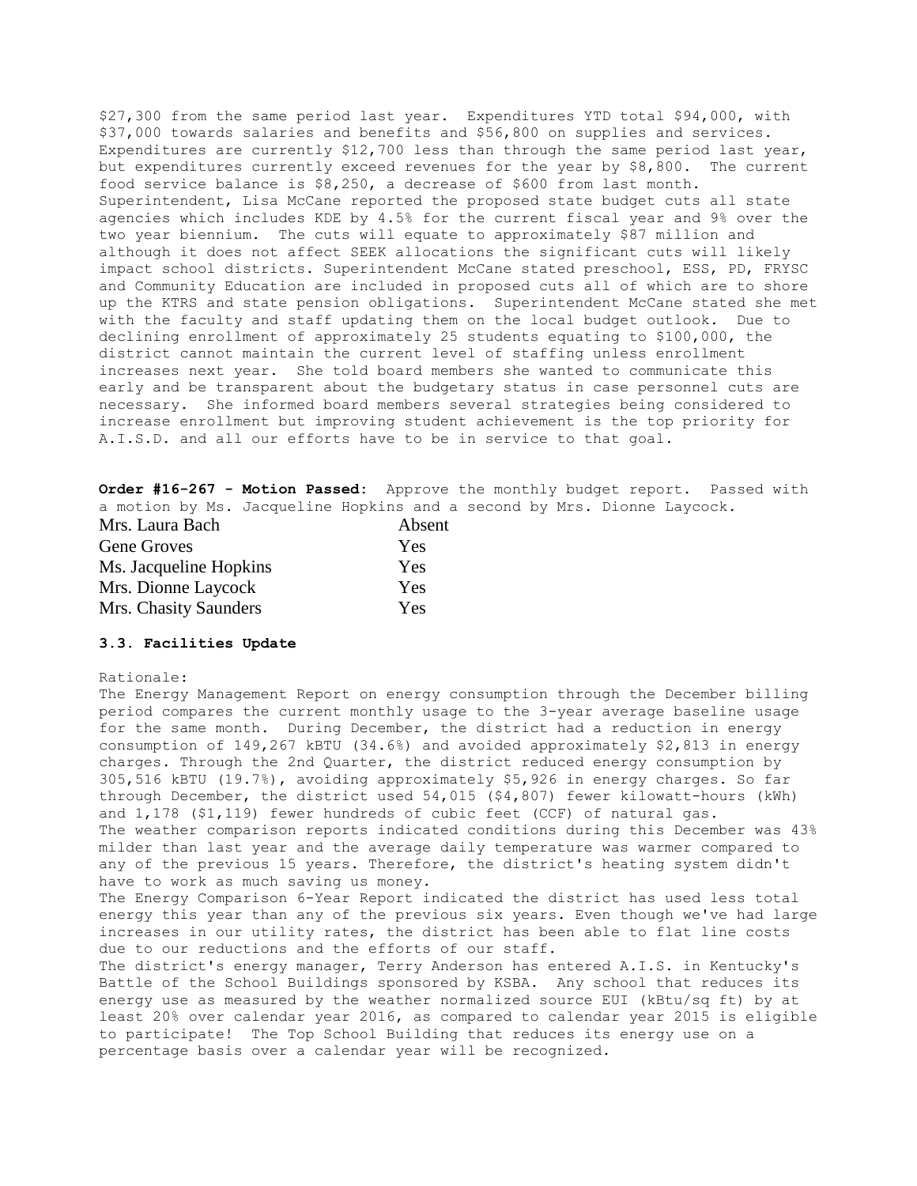$27,300 from the same period last year. Expenditures YTD total $94,000, with $37,000 towards salaries and benefits and $56,800 on supplies and services. Expenditures are currently $12,700 less than through the same period last year, but expenditures currently exceed revenues for the year by $8,800. The current food service balance is $8,250, a decrease of $600 from last month.
Superintendent, Lisa McCane reported the proposed state budget cuts all state agencies which includes KDE by 4.5% for the current fiscal year and 9% over the two year biennium. The cuts will equate to approximately $87 million and although it does not affect SEEK allocations the significant cuts will likely impact school districts. Superintendent McCane stated preschool, ESS, PD, FRYSC and Community Education are included in proposed cuts all of which are to shore up the KTRS and state pension obligations. Superintendent McCane stated she met with the faculty and staff updating them on the local budget outlook. Due to declining enrollment of approximately 25 students equating to $100,000, the district cannot maintain the current level of staffing unless enrollment increases next year. She told board members she wanted to communicate this early and be transparent about the budgetary status in case personnel cuts are necessary. She informed board members several strategies being considered to increase enrollment but improving student achievement is the top priority for A.I.S.D. and all our efforts have to be in service to that goal.

**Order #16-267 - Motion Passed:** Approve the monthly budget report. Passed with a motion by Ms. Jacqueline Hopkins and a second by Mrs. Dionne Laycock.

| | |
|---|---|
| Mrs. Laura Bach | Absent |
| Gene Groves | Yes |
| Ms. Jacqueline Hopkins | Yes |
| Mrs. Dionne Laycock | Yes |
| Mrs. Chasity Saunders | Yes |

### 3.3. Facilities Update

Rationale:
The Energy Management Report on energy consumption through the December billing period compares the current monthly usage to the 3-year average baseline usage for the same month. During December, the district had a reduction in energy consumption of 149,267 kBTU (34.6%) and avoided approximately $2,813 in energy charges. Through the 2nd Quarter, the district reduced energy consumption by 305,516 kBTU (19.7%), avoiding approximately $5,926 in energy charges. So far through December, the district used 54,015 ($4,807) fewer kilowatt-hours (kWh) and 1,178 ($1,119) fewer hundreds of cubic feet (CCF) of natural gas.
The weather comparison reports indicated conditions during this December was 43% milder than last year and the average daily temperature was warmer compared to any of the previous 15 years. Therefore, the district's heating system didn't have to work as much saving us money.
The Energy Comparison 6-Year Report indicated the district has used less total energy this year than any of the previous six years. Even though we've had large increases in our utility rates, the district has been able to flat line costs due to our reductions and the efforts of our staff.
The district's energy manager, Terry Anderson has entered A.I.S. in Kentucky's Battle of the School Buildings sponsored by KSBA. Any school that reduces its energy use as measured by the weather normalized source EUI (kBtu/sq ft) by at least 20% over calendar year 2016, as compared to calendar year 2015 is eligible to participate! The Top School Building that reduces its energy use on a percentage basis over a calendar year will be recognized.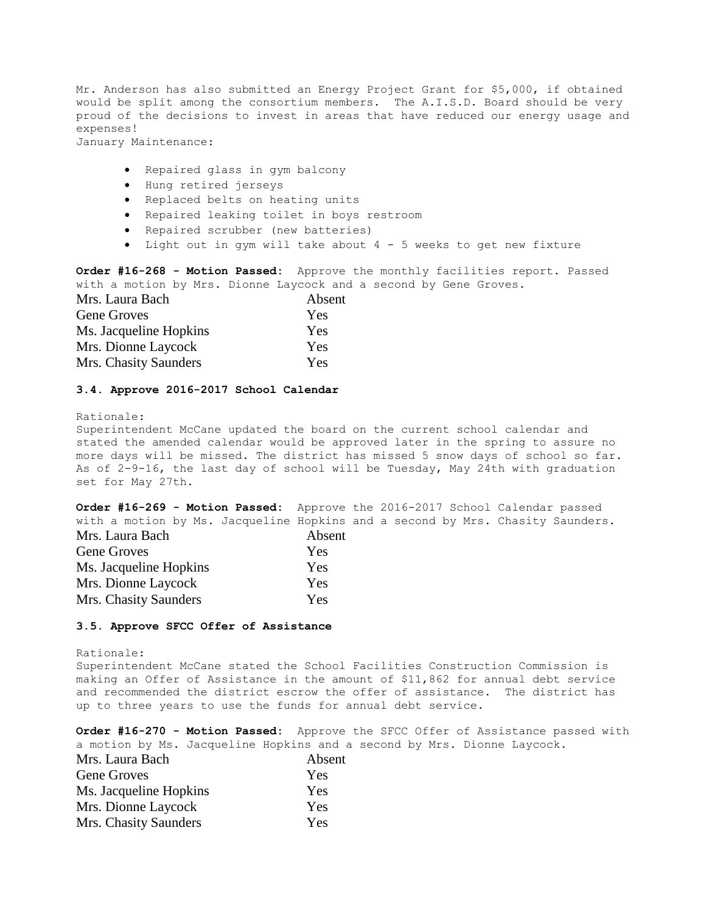Mr. Anderson has also submitted an Energy Project Grant for $5,000, if obtained would be split among the consortium members. The A.I.S.D. Board should be very proud of the decisions to invest in areas that have reduced our energy usage and expenses!

January Maintenance:

- Repaired glass in gym balcony
- Hung retired jerseys
- Replaced belts on heating units
- Repaired leaking toilet in boys restroom
- Repaired scrubber (new batteries)
- Light out in gym will take about 4 - 5 weeks to get new fixture

**Order #16-268 - Motion Passed:** Approve the monthly facilities report. Passed with a motion by Mrs. Dionne Laycock and a second by Gene Groves.

| | |
|---|---|
| Mrs. Laura Bach | Absent |
| Gene Groves | Yes |
| Ms. Jacqueline Hopkins | Yes |
| Mrs. Dionne Laycock | Yes |
| Mrs. Chasity Saunders | Yes |

**3.4. Approve 2016-2017 School Calendar**

Rationale:

Superintendent McCane updated the board on the current school calendar and stated the amended calendar would be approved later in the spring to assure no more days will be missed. The district has missed 5 snow days of school so far. As of 2-9-16, the last day of school will be Tuesday, May 24th with graduation set for May 27th.

**Order #16-269 - Motion Passed:** Approve the 2016-2017 School Calendar passed with a motion by Ms. Jacqueline Hopkins and a second by Mrs. Chasity Saunders.

| | |
|---|---|
| Mrs. Laura Bach | Absent |
| Gene Groves | Yes |
| Ms. Jacqueline Hopkins | Yes |
| Mrs. Dionne Laycock | Yes |
| Mrs. Chasity Saunders | Yes |

**3.5. Approve SFCC Offer of Assistance**

Rationale:

Superintendent McCane stated the School Facilities Construction Commission is making an Offer of Assistance in the amount of $11,862 for annual debt service and recommended the district escrow the offer of assistance. The district has up to three years to use the funds for annual debt service.

**Order #16-270 - Motion Passed:** Approve the SFCC Offer of Assistance passed with a motion by Ms. Jacqueline Hopkins and a second by Mrs. Dionne Laycock.

| | |
|---|---|
| Mrs. Laura Bach | Absent |
| Gene Groves | Yes |
| Ms. Jacqueline Hopkins | Yes |
| Mrs. Dionne Laycock | Yes |
| Mrs. Chasity Saunders | Yes |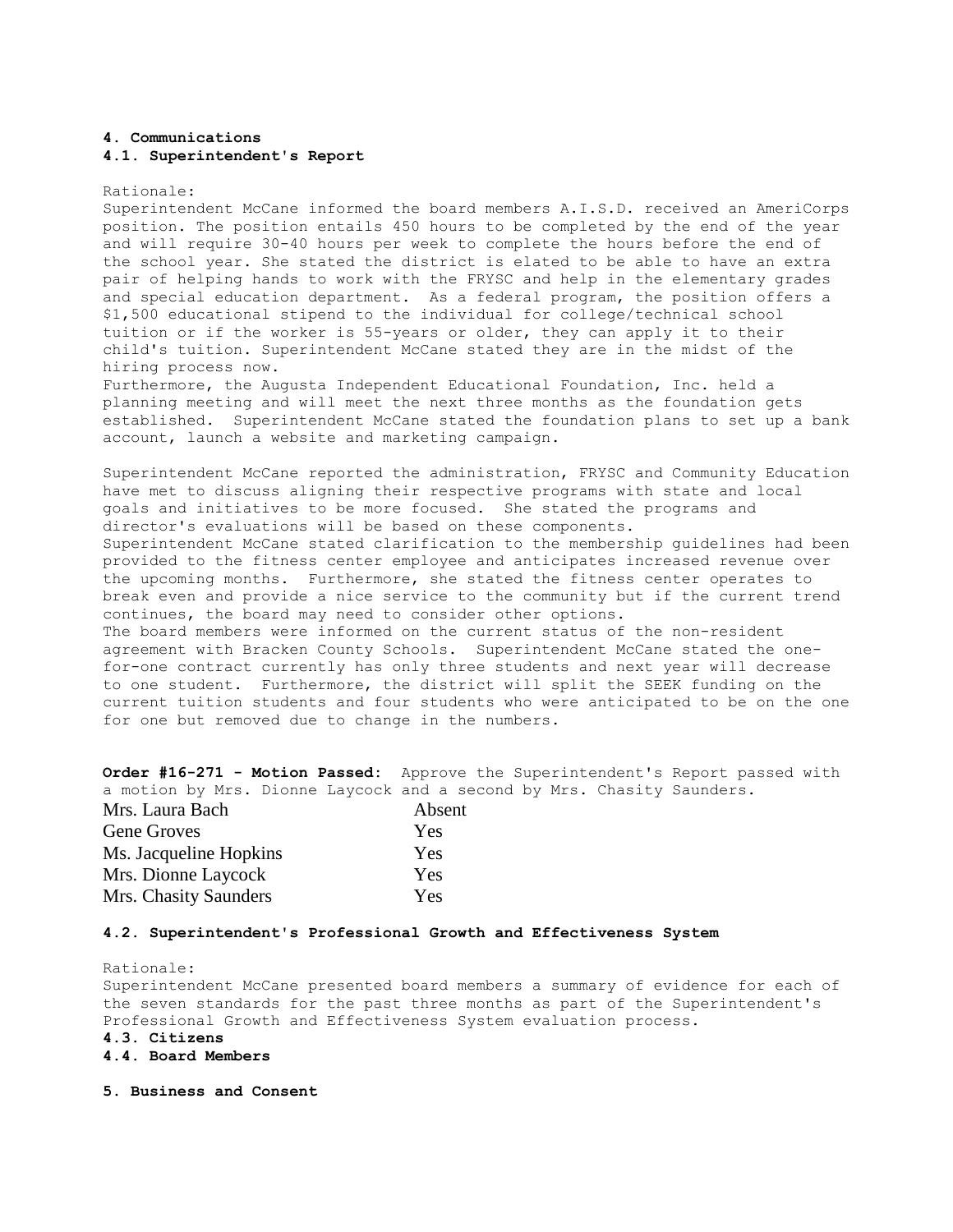**4. Communications**

**4.1. Superintendent's Report**

Rationale:

Superintendent McCane informed the board members A.I.S.D. received an AmeriCorps position. The position entails 450 hours to be completed by the end of the year and will require 30-40 hours per week to complete the hours before the end of the school year. She stated the district is elated to be able to have an extra pair of helping hands to work with the FRYSC and help in the elementary grades and special education department. As a federal program, the position offers a $1,500 educational stipend to the individual for college/technical school tuition or if the worker is 55-years or older, they can apply it to their child's tuition. Superintendent McCane stated they are in the midst of the hiring process now.

Furthermore, the Augusta Independent Educational Foundation, Inc. held a planning meeting and will meet the next three months as the foundation gets established. Superintendent McCane stated the foundation plans to set up a bank account, launch a website and marketing campaign.

Superintendent McCane reported the administration, FRYSC and Community Education have met to discuss aligning their respective programs with state and local goals and initiatives to be more focused. She stated the programs and director's evaluations will be based on these components.

Superintendent McCane stated clarification to the membership guidelines had been provided to the fitness center employee and anticipates increased revenue over the upcoming months. Furthermore, she stated the fitness center operates to break even and provide a nice service to the community but if the current trend continues, the board may need to consider other options.

The board members were informed on the current status of the non-resident agreement with Bracken County Schools. Superintendent McCane stated the one-for-one contract currently has only three students and next year will decrease to one student. Furthermore, the district will split the SEEK funding on the current tuition students and four students who were anticipated to be on the one for one but removed due to change in the numbers.

**Order #16-271 - Motion Passed:** Approve the Superintendent's Report passed with a motion by Mrs. Dionne Laycock and a second by Mrs. Chasity Saunders.

| | |
|---|---|
| Mrs. Laura Bach | Absent |
| Gene Groves | Yes |
| Ms. Jacqueline Hopkins | Yes |
| Mrs. Dionne Laycock | Yes |
| Mrs. Chasity Saunders | Yes |

**4.2. Superintendent's Professional Growth and Effectiveness System**

Rationale:

Superintendent McCane presented board members a summary of evidence for each of the seven standards for the past three months as part of the Superintendent's Professional Growth and Effectiveness System evaluation process.

**4.3. Citizens**

**4.4. Board Members**

**5. Business and Consent**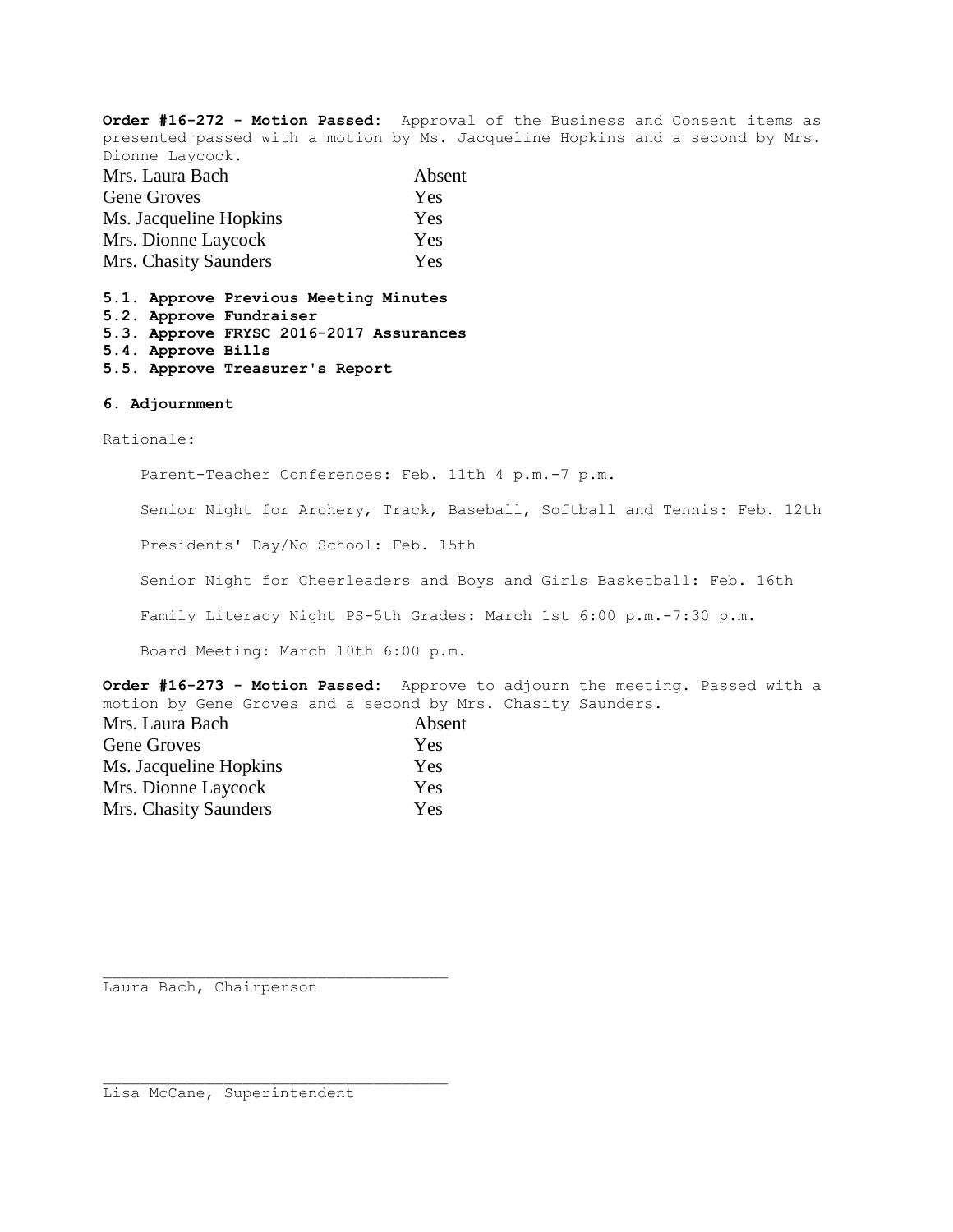**Order #16-272 - Motion Passed:** Approval of the Business and Consent items as presented passed with a motion by Ms. Jacqueline Hopkins and a second by Mrs. Dionne Laycock.

| | |
|---|---|
| Mrs. Laura Bach | Absent |
| Gene Groves | Yes |
| Ms. Jacqueline Hopkins | Yes |
| Mrs. Dionne Laycock | Yes |
| Mrs. Chasity Saunders | Yes |

**5.1. Approve Previous Meeting Minutes**
**5.2. Approve Fundraiser**
**5.3. Approve FRYSC 2016-2017 Assurances**
**5.4. Approve Bills**
**5.5. Approve Treasurer's Report**

**6. Adjournment**

Rationale:

Parent-Teacher Conferences: Feb. 11th 4 p.m.-7 p.m.

Senior Night for Archery, Track, Baseball, Softball and Tennis: Feb. 12th

Presidents' Day/No School: Feb. 15th

Senior Night for Cheerleaders and Boys and Girls Basketball: Feb. 16th

Family Literacy Night PS-5th Grades: March 1st 6:00 p.m.-7:30 p.m.

Board Meeting: March 10th 6:00 p.m.

**Order #16-273 - Motion Passed:** Approve to adjourn the meeting. Passed with a motion by Gene Groves and a second by Mrs. Chasity Saunders.

| | |
|---|---|
| Mrs. Laura Bach | Absent |
| Gene Groves | Yes |
| Ms. Jacqueline Hopkins | Yes |
| Mrs. Dionne Laycock | Yes |
| Mrs. Chasity Saunders | Yes |

\_\_\_\_\_\_\_\_\_\_\_\_\_\_\_\_\_\_\_\_\_\_\_\_\_\_\_\_\_\_\_\_\_\_\_\_\_\_

Laura Bach, Chairperson

\_\_\_\_\_\_\_\_\_\_\_\_\_\_\_\_\_\_\_\_\_\_\_\_\_\_\_\_\_\_\_\_\_\_\_\_\_\_

Lisa McCane, Superintendent